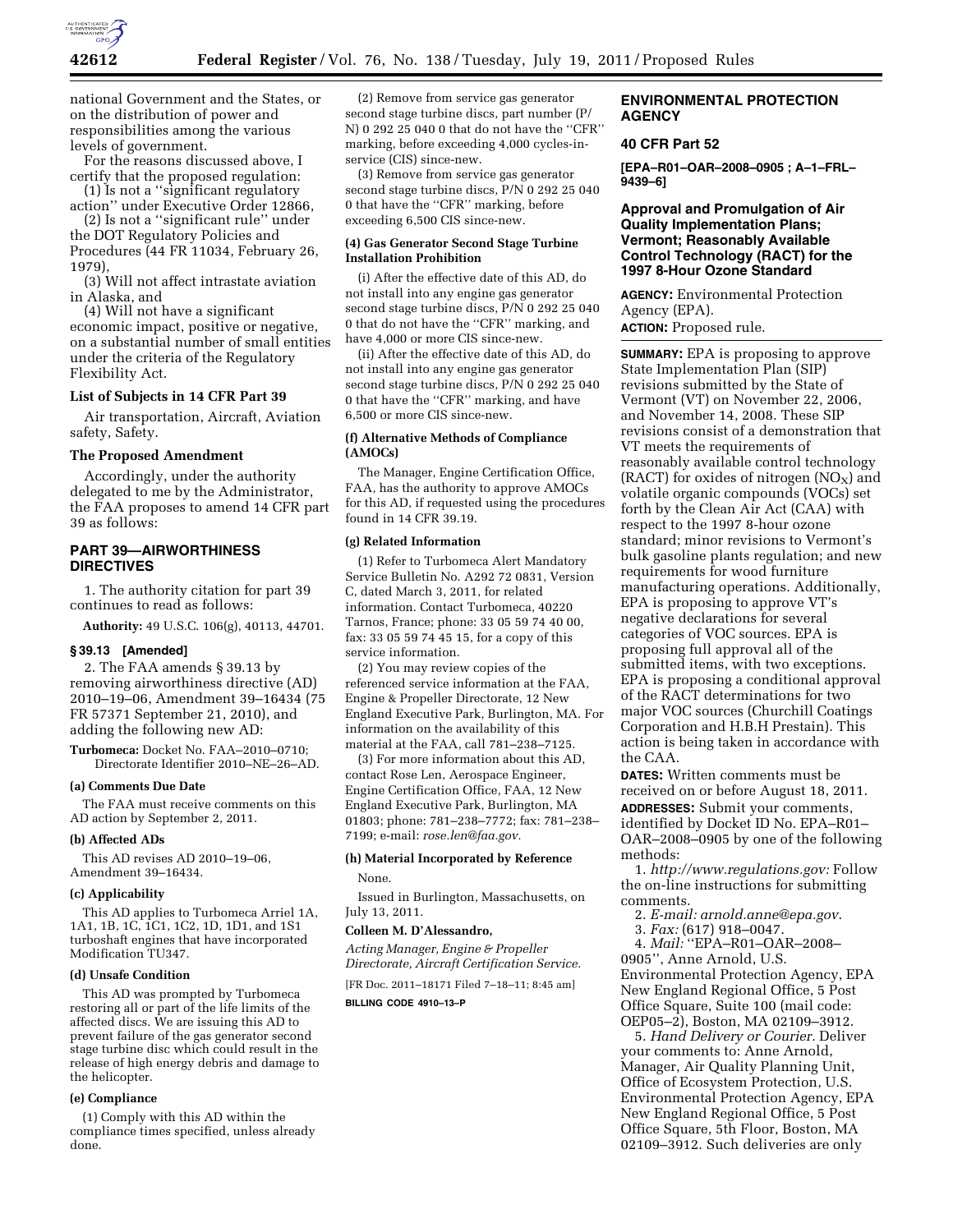national Government and the States, or on the distribution of power and responsibilities among the various levels of government.

For the reasons discussed above, I certify that the proposed regulation:

(1) Is not a ''significant regulatory action'' under Executive Order 12866,

(2) Is not a ''significant rule'' under the DOT Regulatory Policies and Procedures (44 FR 11034, February 26, 1979),

(3) Will not affect intrastate aviation in Alaska, and

(4) Will not have a significant economic impact, positive or negative, on a substantial number of small entities under the criteria of the Regulatory Flexibility Act.

### List of Subjects in 14 CFR Part 39

Air transportation, Aircraft, Aviation safety, Safety.

### The Proposed Amendment

Accordingly, under the authority delegated to me by the Administrator, the FAA proposes to amend 14 CFR part 39 as follows:

## PART 39—AIRWORTHINESS DIRECTIVES

1. The authority citation for part 39 continues to read as follows:

**Authority:** 49 U.S.C. 106(g), 40113, 44701.

### § 39.13 [Amended]

2. The FAA amends § 39.13 by removing airworthiness directive (AD) 2010–19–06, Amendment 39–16434 (75 FR 57371 September 21, 2010), and adding the following new AD:

**Turbomeca:** Docket No. FAA–2010–0710; Directorate Identifier 2010–NE–26–AD.

#### (a) Comments Due Date

The FAA must receive comments on this AD action by September 2, 2011.

#### (b) Affected ADs

This AD revises AD 2010–19–06, Amendment 39–16434.

#### (c) Applicability

This AD applies to Turbomeca Arriel 1A, 1A1, 1B, 1C, 1C1, 1C2, 1D, 1D1, and 1S1 turboshaft engines that have incorporated Modification TU347.

#### (d) Unsafe Condition

This AD was prompted by Turbomeca restoring all or part of the life limits of the affected discs. We are issuing this AD to prevent failure of the gas generator second stage turbine disc which could result in the release of high energy debris and damage to the helicopter.

#### (e) Compliance

(1) Comply with this AD within the compliance times specified, unless already done.

(2) Remove from service gas generator second stage turbine discs, part number (P/N) 0 292 25 040 0 that do not have the ''CFR'' marking, before exceeding 4,000 cycles-in-service (CIS) since-new.

(3) Remove from service gas generator second stage turbine discs, P/N 0 292 25 040 0 that have the ''CFR'' marking, before exceeding 6,500 CIS since-new.

#### (4) Gas Generator Second Stage Turbine Installation Prohibition

(i) After the effective date of this AD, do not install into any engine gas generator second stage turbine discs, P/N 0 292 25 040 0 that do not have the ''CFR'' marking, and have 4,000 or more CIS since-new.

(ii) After the effective date of this AD, do not install into any engine gas generator second stage turbine discs, P/N 0 292 25 040 0 that have the ''CFR'' marking, and have 6,500 or more CIS since-new.

#### (f) Alternative Methods of Compliance (AMOCs)

The Manager, Engine Certification Office, FAA, has the authority to approve AMOCs for this AD, if requested using the procedures found in 14 CFR 39.19.

#### (g) Related Information

(1) Refer to Turbomeca Alert Mandatory Service Bulletin No. A292 72 0831, Version C, dated March 3, 2011, for related information. Contact Turbomeca, 40220 Tarnos, France; phone: 33 05 59 74 40 00, fax: 33 05 59 74 45 15, for a copy of this service information.

(2) You may review copies of the referenced service information at the FAA, Engine & Propeller Directorate, 12 New England Executive Park, Burlington, MA. For information on the availability of this material at the FAA, call 781–238–7125.

(3) For more information about this AD, contact Rose Len, Aerospace Engineer, Engine Certification Office, FAA, 12 New England Executive Park, Burlington, MA 01803; phone: 781–238–7772; fax: 781–238–7199; e-mail: *rose.len@faa.gov.*

#### (h) Material Incorporated by Reference

None.

Issued in Burlington, Massachusetts, on July 13, 2011.

**Colleen M. D'Alessandro,**

*Acting Manager, Engine & Propeller Directorate, Aircraft Certification Service.*

[FR Doc. 2011–18171 Filed 7–18–11; 8:45 am]

**BILLING CODE 4910–13–P**

## ENVIRONMENTAL PROTECTION AGENCY

## 40 CFR Part 52

**[EPA–R01–OAR–2008–0905 ; A–1–FRL–9439–6]**

## Approval and Promulgation of Air Quality Implementation Plans; Vermont; Reasonably Available Control Technology (RACT) for the 1997 8-Hour Ozone Standard

**AGENCY:** Environmental Protection Agency (EPA).

**ACTION:** Proposed rule.

**SUMMARY:** EPA is proposing to approve State Implementation Plan (SIP) revisions submitted by the State of Vermont (VT) on November 22, 2006, and November 14, 2008. These SIP revisions consist of a demonstration that VT meets the requirements of reasonably available control technology (RACT) for oxides of nitrogen ($NO_X$) and volatile organic compounds (VOCs) set forth by the Clean Air Act (CAA) with respect to the 1997 8-hour ozone standard; minor revisions to Vermont's bulk gasoline plants regulation; and new requirements for wood furniture manufacturing operations. Additionally, EPA is proposing to approve VT's negative declarations for several categories of VOC sources. EPA is proposing full approval all of the submitted items, with two exceptions. EPA is proposing a conditional approval of the RACT determinations for two major VOC sources (Churchill Coatings Corporation and H.B.H Prestain). This action is being taken in accordance with the CAA.

**DATES:** Written comments must be received on or before August 18, 2011.

**ADDRESSES:** Submit your comments, identified by Docket ID No. EPA–R01–OAR–2008–0905 by one of the following methods:

1. *http://www.regulations.gov:* Follow the on-line instructions for submitting comments.

2. *E-mail: arnold.anne@epa.gov*.

3. *Fax:* (617) 918–0047.

4. *Mail:* ''EPA–R01–OAR–2008–0905'', Anne Arnold, U.S. Environmental Protection Agency, EPA New England Regional Office, 5 Post Office Square, Suite 100 (mail code: OEP05–2), Boston, MA 02109–3912.

5. *Hand Delivery or Courier.* Deliver your comments to: Anne Arnold, Manager, Air Quality Planning Unit, Office of Ecosystem Protection, U.S. Environmental Protection Agency, EPA New England Regional Office, 5 Post Office Square, 5th Floor, Boston, MA 02109–3912. Such deliveries are only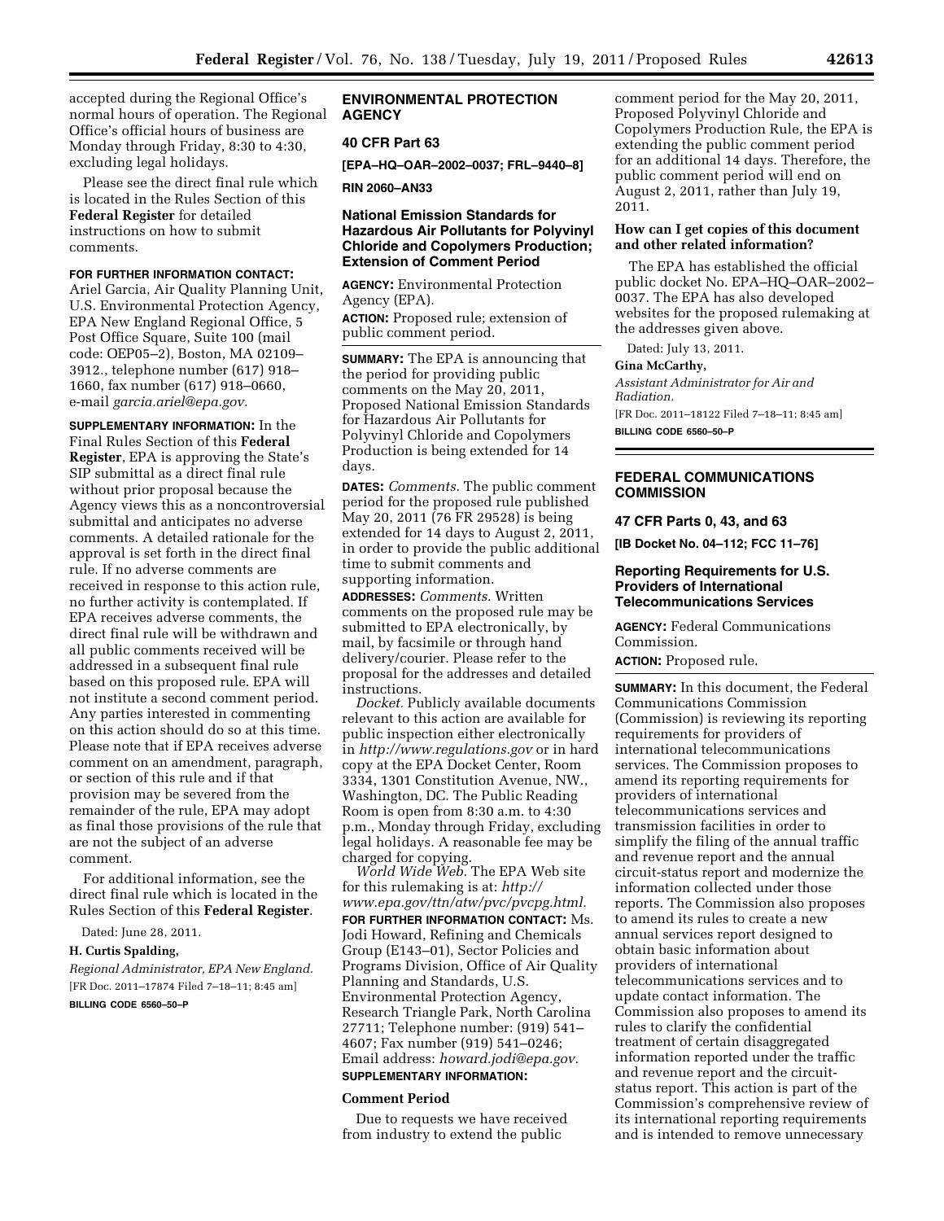accepted during the Regional Office's normal hours of operation. The Regional Office's official hours of business are Monday through Friday, 8:30 to 4:30, excluding legal holidays.

Please see the direct final rule which is located in the Rules Section of this **Federal Register** for detailed instructions on how to submit comments.

**FOR FURTHER INFORMATION CONTACT:** Ariel Garcia, Air Quality Planning Unit, U.S. Environmental Protection Agency, EPA New England Regional Office, 5 Post Office Square, Suite 100 (mail code: OEP05–2), Boston, MA 02109–3912., telephone number (617) 918–1660, fax number (617) 918–0660, e-mail *garcia.ariel@epa.gov.*

**SUPPLEMENTARY INFORMATION:** In the Final Rules Section of this **Federal Register**, EPA is approving the State's SIP submittal as a direct final rule without prior proposal because the Agency views this as a noncontroversial submittal and anticipates no adverse comments. A detailed rationale for the approval is set forth in the direct final rule. If no adverse comments are received in response to this action rule, no further activity is contemplated. If EPA receives adverse comments, the direct final rule will be withdrawn and all public comments received will be addressed in a subsequent final rule based on this proposed rule. EPA will not institute a second comment period. Any parties interested in commenting on this action should do so at this time. Please note that if EPA receives adverse comment on an amendment, paragraph, or section of this rule and if that provision may be severed from the remainder of the rule, EPA may adopt as final those provisions of the rule that are not the subject of an adverse comment.

For additional information, see the direct final rule which is located in the Rules Section of this **Federal Register**.

Dated: June 28, 2011.

**H. Curtis Spalding,**

*Regional Administrator, EPA New England.*

[FR Doc. 2011–17874 Filed 7–18–11; 8:45 am]

**BILLING CODE 6560–50–P**

## ENVIRONMENTAL PROTECTION AGENCY

### 40 CFR Part 63

**[EPA–HQ–OAR–2002–0037; FRL–9440–8]**

**RIN 2060–AN33**

### National Emission Standards for Hazardous Air Pollutants for Polyvinyl Chloride and Copolymers Production; Extension of Comment Period

**AGENCY:** Environmental Protection Agency (EPA).

**ACTION:** Proposed rule; extension of public comment period.

**SUMMARY:** The EPA is announcing that the period for providing public comments on the May 20, 2011, Proposed National Emission Standards for Hazardous Air Pollutants for Polyvinyl Chloride and Copolymers Production is being extended for 14 days.

**DATES:** *Comments.* The public comment period for the proposed rule published May 20, 2011 (76 FR 29528) is being extended for 14 days to August 2, 2011, in order to provide the public additional time to submit comments and supporting information.

**ADDRESSES:** *Comments.* Written comments on the proposed rule may be submitted to EPA electronically, by mail, by facsimile or through hand delivery/courier. Please refer to the proposal for the addresses and detailed instructions.

*Docket.* Publicly available documents relevant to this action are available for public inspection either electronically in *http://www.regulations.gov* or in hard copy at the EPA Docket Center, Room 3334, 1301 Constitution Avenue, NW., Washington, DC. The Public Reading Room is open from 8:30 a.m. to 4:30 p.m., Monday through Friday, excluding legal holidays. A reasonable fee may be charged for copying.

*World Wide Web.* The EPA Web site for this rulemaking is at: *http://www.epa.gov/ttn/atw/pvc/pvcpg.html.*

**FOR FURTHER INFORMATION CONTACT:** Ms. Jodi Howard, Refining and Chemicals Group (E143–01), Sector Policies and Programs Division, Office of Air Quality Planning and Standards, U.S. Environmental Protection Agency, Research Triangle Park, North Carolina 27711; Telephone number: (919) 541–4607; Fax number (919) 541–0246; Email address: *howard.jodi@epa.gov.*

**SUPPLEMENTARY INFORMATION:**

#### Comment Period

Due to requests we have received from industry to extend the public comment period for the May 20, 2011, Proposed Polyvinyl Chloride and Copolymers Production Rule, the EPA is extending the public comment period for an additional 14 days. Therefore, the public comment period will end on August 2, 2011, rather than July 19, 2011.

#### How can I get copies of this document and other related information?

The EPA has established the official public docket No. EPA–HQ–OAR–2002–0037. The EPA has also developed websites for the proposed rulemaking at the addresses given above.

Dated: July 13, 2011.

**Gina McCarthy,**

*Assistant Administrator for Air and Radiation.*

[FR Doc. 2011–18122 Filed 7–18–11; 8:45 am]

**BILLING CODE 6560–50–P**

## FEDERAL COMMUNICATIONS COMMISSION

### 47 CFR Parts 0, 43, and 63

**[IB Docket No. 04–112; FCC 11–76]**

### Reporting Requirements for U.S. Providers of International Telecommunications Services

**AGENCY:** Federal Communications Commission.

**ACTION:** Proposed rule.

**SUMMARY:** In this document, the Federal Communications Commission (Commission) is reviewing its reporting requirements for providers of international telecommunications services. The Commission proposes to amend its reporting requirements for providers of international telecommunications services and transmission facilities in order to simplify the filing of the annual traffic and revenue report and the annual circuit-status report and modernize the information collected under those reports. The Commission also proposes to amend its rules to create a new annual services report designed to obtain basic information about providers of international telecommunications services and to update contact information. The Commission also proposes to amend its rules to clarify the confidential treatment of certain disaggregated information reported under the traffic and revenue report and the circuit-status report. This action is part of the Commission's comprehensive review of its international reporting requirements and is intended to remove unnecessary